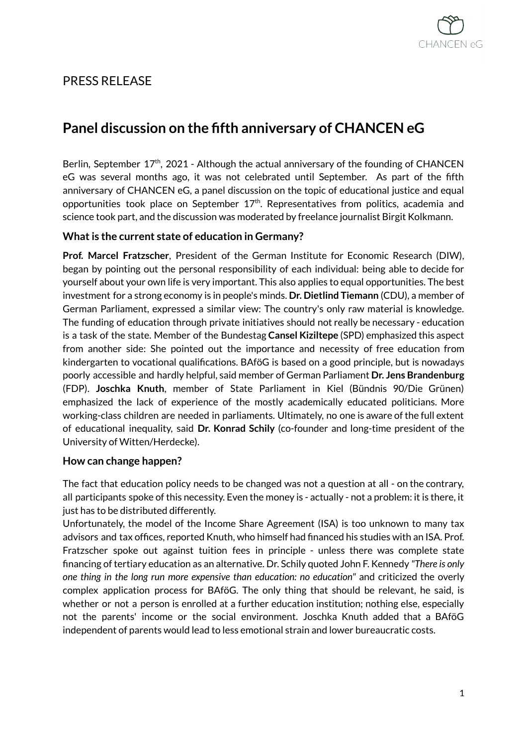PRESS RELEASE

# Panel discussion on the fifth anniversary of CHANCEN eG

Berlin, September 17th, 2021 - Although the actual anniversary of the founding of CHANCEN eG was several months ago, it was not celebrated until September. As part of the fifth anniversary of CHANCEN eG, a panel discussion on the topic of educational justice and equal opportunities took place on September 17th. Representatives from politics, academia and science took part, and the discussion was moderated by freelance journalist Birgit Kolkmann.

### What is the current state of education in Germany?

**Prof. Marcel Fratzscher**, President of the German Institute for Economic Research (DIW), began by pointing out the personal responsibility of each individual: being able to decide for yourself about your own life is very important. This also applies to equal opportunities. The best investment for a strong economy is in people's minds. **Dr. Dietlind Tiemann** (CDU), a member of German Parliament, expressed a similar view: The country's only raw material is knowledge. The funding of education through private initiatives should not really be necessary - education is a task of the state. Member of the Bundestag **Cansel Kiziltepe** (SPD) emphasized this aspect from another side: She pointed out the importance and necessity of free education from kindergarten to vocational qualifications. BAföG is based on a good principle, but is nowadays poorly accessible and hardly helpful, said member of German Parliament **Dr. Jens Brandenburg** (FDP). **Joschka Knuth**, member of State Parliament in Kiel (Bündnis 90/Die Grünen) emphasized the lack of experience of the mostly academically educated politicians. More working-class children are needed in parliaments. Ultimately, no one is aware of the full extent of educational inequality, said **Dr. Konrad Schily** (co-founder and long-time president of the University of Witten/Herdecke).

### How can change happen?

The fact that education policy needs to be changed was not a question at all - on the contrary, all participants spoke of this necessity. Even the money is - actually - not a problem: it is there, it just has to be distributed differently.

Unfortunately, the model of the Income Share Agreement (ISA) is too unknown to many tax advisors and tax offices, reported Knuth, who himself had financed his studies with an ISA. Prof. Fratzscher spoke out against tuition fees in principle - unless there was complete state financing of tertiary education as an alternative. Dr. Schily quoted John F. Kennedy "*There is only one thing in the long run more expensive than education: no education*" and criticized the overly complex application process for BAföG. The only thing that should be relevant, he said, is whether or not a person is enrolled at a further education institution; nothing else, especially not the parents' income or the social environment. Joschka Knuth added that a BAföG independent of parents would lead to less emotional strain and lower bureaucratic costs.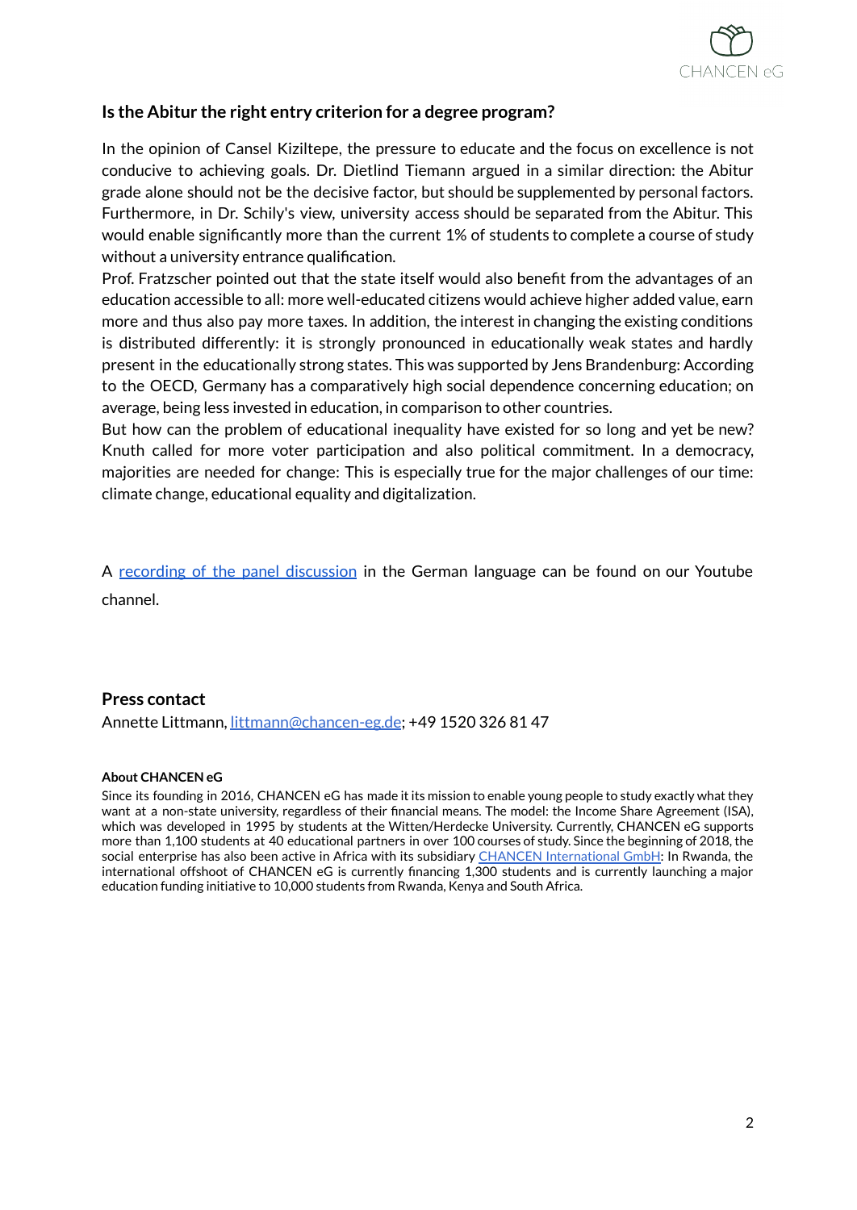## Is the Abitur the right entry criterion for a degree program?

In the opinion of Cansel Kiziltepe, the pressure to educate and the focus on excellence is not conducive to achieving goals. Dr. Dietlind Tiemann argued in a similar direction: the Abitur grade alone should not be the decisive factor, but should be supplemented by personal factors. Furthermore, in Dr. Schily's view, university access should be separated from the Abitur. This would enable significantly more than the current 1% of students to complete a course of study without a university entrance qualification.
Prof. Fratzscher pointed out that the state itself would also benefit from the advantages of an education accessible to all: more well-educated citizens would achieve higher added value, earn more and thus also pay more taxes. In addition, the interest in changing the existing conditions is distributed differently: it is strongly pronounced in educationally weak states and hardly present in the educationally strong states. This was supported by Jens Brandenburg: According to the OECD, Germany has a comparatively high social dependence concerning education; on average, being less invested in education, in comparison to other countries.
But how can the problem of educational inequality have existed for so long and yet be new? Knuth called for more voter participation and also political commitment. In a democracy, majorities are needed for change: This is especially true for the major challenges of our time: climate change, educational equality and digitalization.

A [recording of the panel discussion] in the German language can be found on our Youtube channel.

## Press contact

Annette Littmann, littmann@chancen-eg.de; +49 1520 326 81 47

#### About CHANCEN eG

Since its founding in 2016, CHANCEN eG has made it its mission to enable young people to study exactly what they want at a non-state university, regardless of their financial means. The model: the Income Share Agreement (ISA), which was developed in 1995 by students at the Witten/Herdecke University. Currently, CHANCEN eG supports more than 1,100 students at 40 educational partners in over 100 courses of study. Since the beginning of 2018, the social enterprise has also been active in Africa with its subsidiary CHANCEN International GmbH: In Rwanda, the international offshoot of CHANCEN eG is currently financing 1,300 students and is currently launching a major education funding initiative to 10,000 students from Rwanda, Kenya and South Africa.